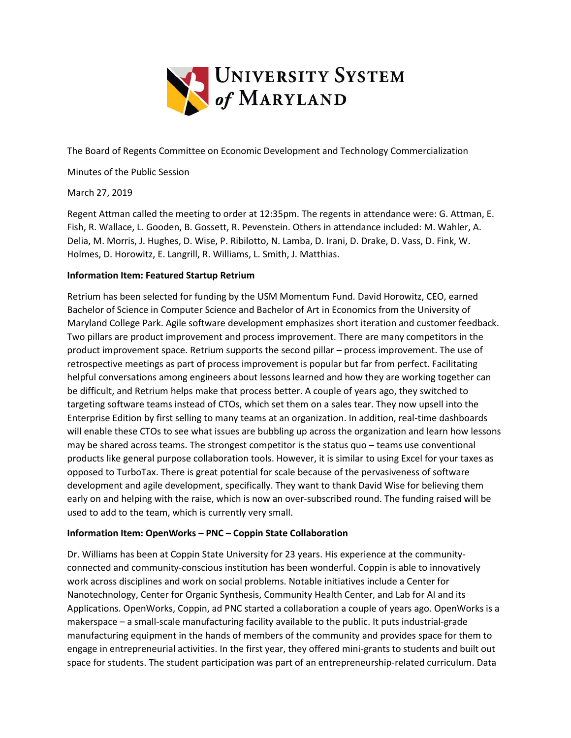The Board of Regents Committee on Economic Development and Technology Commercialization

Minutes of the Public Session

March 27, 2019

Regent Attman called the meeting to order at 12:35pm. The regents in attendance were: G. Attman, E. Fish, R. Wallace, L. Gooden, B. Gossett, R. Pevenstein. Others in attendance included: M. Wahler, A. Delia, M. Morris, J. Hughes, D. Wise, P. Ribilotto, N. Lamba, D. Irani, D. Drake, D. Vass, D. Fink, W. Holmes, D. Horowitz, E. Langrill, R. Williams, L. Smith, J. Matthias.

**Information Item: Featured Startup Retrium**

Retrium has been selected for funding by the USM Momentum Fund. David Horowitz, CEO, earned Bachelor of Science in Computer Science and Bachelor of Art in Economics from the University of Maryland College Park. Agile software development emphasizes short iteration and customer feedback. Two pillars are product improvement and process improvement. There are many competitors in the product improvement space. Retrium supports the second pillar – process improvement. The use of retrospective meetings as part of process improvement is popular but far from perfect. Facilitating helpful conversations among engineers about lessons learned and how they are working together can be difficult, and Retrium helps make that process better. A couple of years ago, they switched to targeting software teams instead of CTOs, which set them on a sales tear. They now upsell into the Enterprise Edition by first selling to many teams at an organization. In addition, real-time dashboards will enable these CTOs to see what issues are bubbling up across the organization and learn how lessons may be shared across teams. The strongest competitor is the status quo – teams use conventional products like general purpose collaboration tools. However, it is similar to using Excel for your taxes as opposed to TurboTax. There is great potential for scale because of the pervasiveness of software development and agile development, specifically. They want to thank David Wise for believing them early on and helping with the raise, which is now an over-subscribed round. The funding raised will be used to add to the team, which is currently very small.

**Information Item: OpenWorks – PNC – Coppin State Collaboration**

Dr. Williams has been at Coppin State University for 23 years. His experience at the community-connected and community-conscious institution has been wonderful. Coppin is able to innovatively work across disciplines and work on social problems. Notable initiatives include a Center for Nanotechnology, Center for Organic Synthesis, Community Health Center, and Lab for AI and its Applications. OpenWorks, Coppin, ad PNC started a collaboration a couple of years ago. OpenWorks is a makerspace – a small-scale manufacturing facility available to the public. It puts industrial-grade manufacturing equipment in the hands of members of the community and provides space for them to engage in entrepreneurial activities. In the first year, they offered mini-grants to students and built out space for students. The student participation was part of an entrepreneurship-related curriculum. Data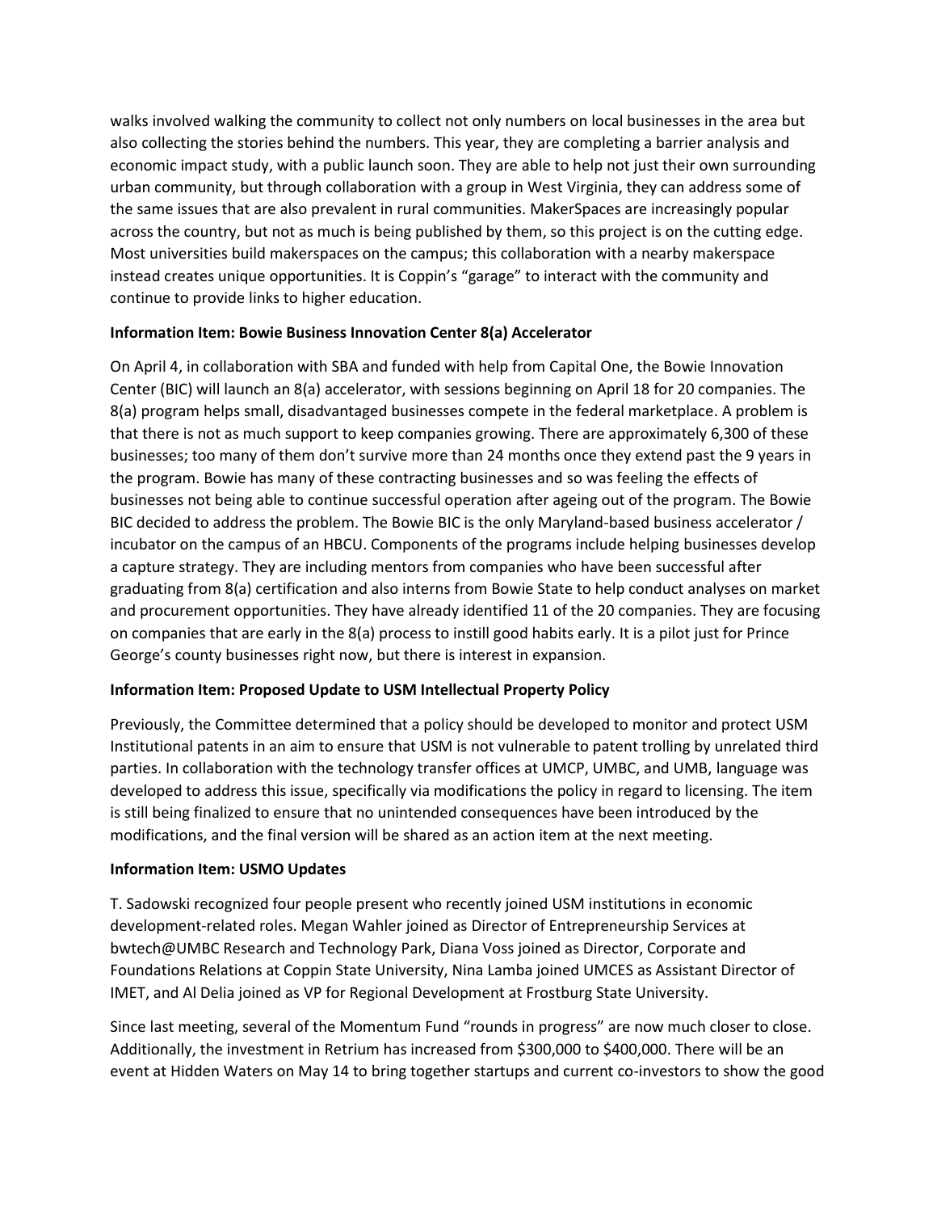walks involved walking the community to collect not only numbers on local businesses in the area but also collecting the stories behind the numbers. This year, they are completing a barrier analysis and economic impact study, with a public launch soon. They are able to help not just their own surrounding urban community, but through collaboration with a group in West Virginia, they can address some of the same issues that are also prevalent in rural communities. MakerSpaces are increasingly popular across the country, but not as much is being published by them, so this project is on the cutting edge. Most universities build makerspaces on the campus; this collaboration with a nearby makerspace instead creates unique opportunities. It is Coppin's "garage" to interact with the community and continue to provide links to higher education.

**Information Item: Bowie Business Innovation Center 8(a) Accelerator**

On April 4, in collaboration with SBA and funded with help from Capital One, the Bowie Innovation Center (BIC) will launch an 8(a) accelerator, with sessions beginning on April 18 for 20 companies. The 8(a) program helps small, disadvantaged businesses compete in the federal marketplace. A problem is that there is not as much support to keep companies growing. There are approximately 6,300 of these businesses; too many of them don't survive more than 24 months once they extend past the 9 years in the program. Bowie has many of these contracting businesses and so was feeling the effects of businesses not being able to continue successful operation after ageing out of the program. The Bowie BIC decided to address the problem. The Bowie BIC is the only Maryland-based business accelerator / incubator on the campus of an HBCU. Components of the programs include helping businesses develop a capture strategy. They are including mentors from companies who have been successful after graduating from 8(a) certification and also interns from Bowie State to help conduct analyses on market and procurement opportunities. They have already identified 11 of the 20 companies. They are focusing on companies that are early in the 8(a) process to instill good habits early. It is a pilot just for Prince George's county businesses right now, but there is interest in expansion.

**Information Item: Proposed Update to USM Intellectual Property Policy**

Previously, the Committee determined that a policy should be developed to monitor and protect USM Institutional patents in an aim to ensure that USM is not vulnerable to patent trolling by unrelated third parties. In collaboration with the technology transfer offices at UMCP, UMBC, and UMB, language was developed to address this issue, specifically via modifications the policy in regard to licensing. The item is still being finalized to ensure that no unintended consequences have been introduced by the modifications, and the final version will be shared as an action item at the next meeting.

**Information Item: USMO Updates**

T. Sadowski recognized four people present who recently joined USM institutions in economic development-related roles. Megan Wahler joined as Director of Entrepreneurship Services at bwtech@UMBC Research and Technology Park, Diana Voss joined as Director, Corporate and Foundations Relations at Coppin State University, Nina Lamba joined UMCES as Assistant Director of IMET, and Al Delia joined as VP for Regional Development at Frostburg State University.

Since last meeting, several of the Momentum Fund "rounds in progress" are now much closer to close. Additionally, the investment in Retrium has increased from $300,000 to $400,000. There will be an event at Hidden Waters on May 14 to bring together startups and current co-investors to show the good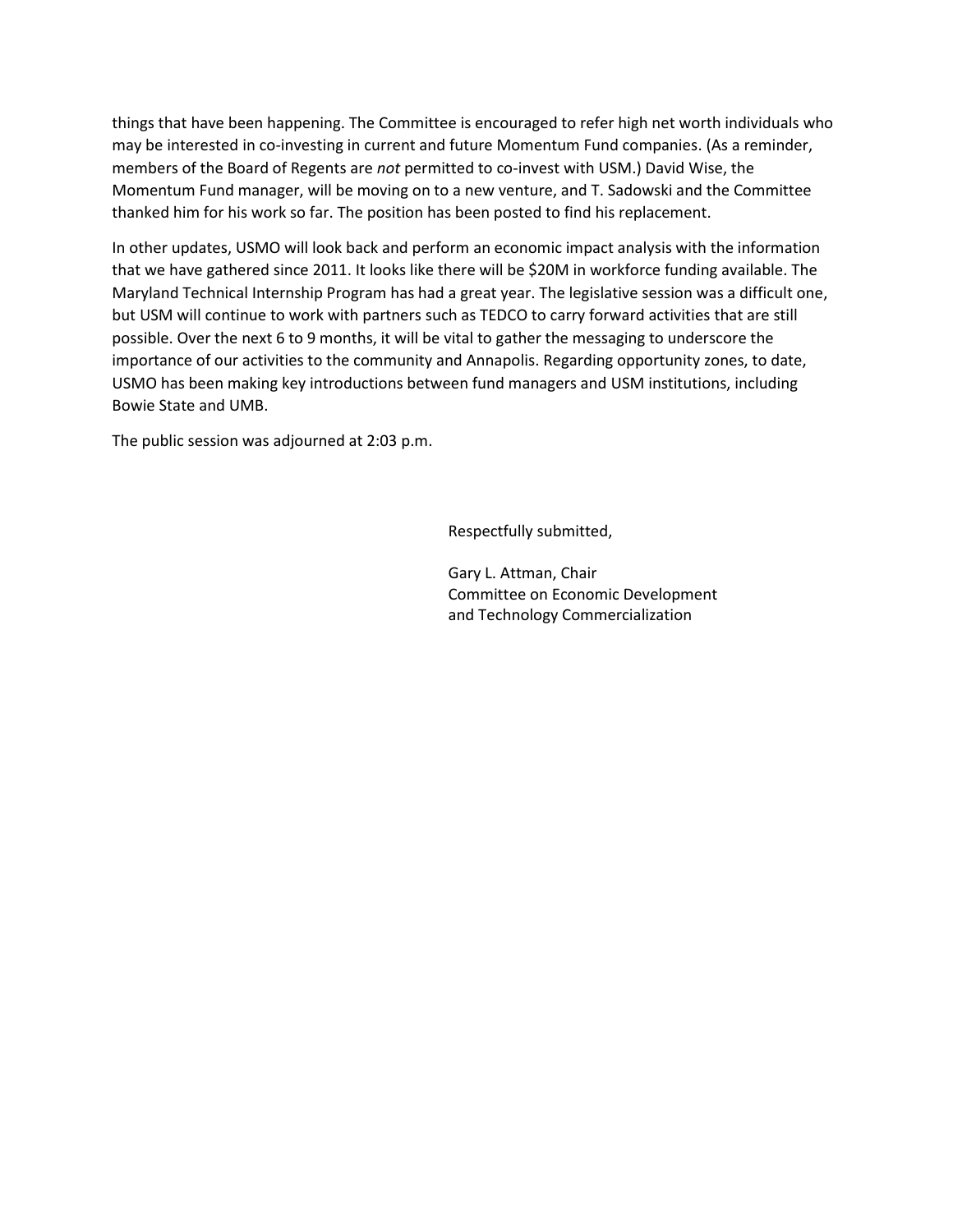things that have been happening. The Committee is encouraged to refer high net worth individuals who may be interested in co-investing in current and future Momentum Fund companies. (As a reminder, members of the Board of Regents are *not* permitted to co-invest with USM.) David Wise, the Momentum Fund manager, will be moving on to a new venture, and T. Sadowski and the Committee thanked him for his work so far. The position has been posted to find his replacement.

In other updates, USMO will look back and perform an economic impact analysis with the information that we have gathered since 2011. It looks like there will be $20M in workforce funding available. The Maryland Technical Internship Program has had a great year. The legislative session was a difficult one, but USM will continue to work with partners such as TEDCO to carry forward activities that are still possible. Over the next 6 to 9 months, it will be vital to gather the messaging to underscore the importance of our activities to the community and Annapolis. Regarding opportunity zones, to date, USMO has been making key introductions between fund managers and USM institutions, including Bowie State and UMB.

The public session was adjourned at 2:03 p.m.

Respectfully submitted,

Gary L. Attman, Chair
Committee on Economic Development
and Technology Commercialization